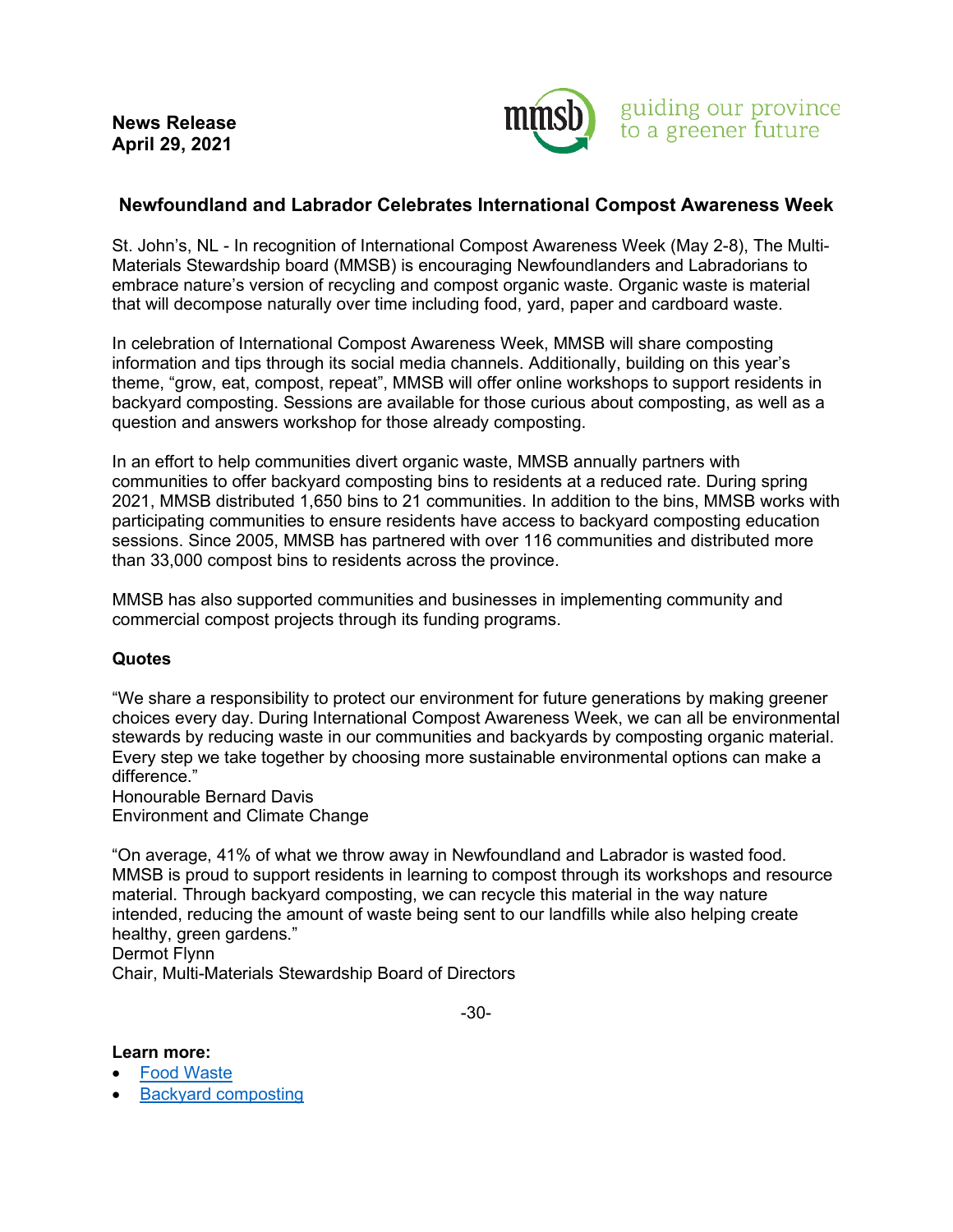**News Release**
**April 29, 2021**

mmsb guiding our province to a greener future

## Newfoundland and Labrador Celebrates International Compost Awareness Week

St. John's, NL - In recognition of International Compost Awareness Week (May 2-8), The Multi-Materials Stewardship board (MMSB) is encouraging Newfoundlanders and Labradorians to embrace nature's version of recycling and compost organic waste. Organic waste is material that will decompose naturally over time including food, yard, paper and cardboard waste.

In celebration of International Compost Awareness Week, MMSB will share composting information and tips through its social media channels. Additionally, building on this year's theme, "grow, eat, compost, repeat", MMSB will offer online workshops to support residents in backyard composting. Sessions are available for those curious about composting, as well as a question and answers workshop for those already composting.

In an effort to help communities divert organic waste, MMSB annually partners with communities to offer backyard composting bins to residents at a reduced rate. During spring 2021, MMSB distributed 1,650 bins to 21 communities. In addition to the bins, MMSB works with participating communities to ensure residents have access to backyard composting education sessions. Since 2005, MMSB has partnered with over 116 communities and distributed more than 33,000 compost bins to residents across the province.

MMSB has also supported communities and businesses in implementing community and commercial compost projects through its funding programs.

**Quotes**

"We share a responsibility to protect our environment for future generations by making greener choices every day. During International Compost Awareness Week, we can all be environmental stewards by reducing waste in our communities and backyards by composting organic material. Every step we take together by choosing more sustainable environmental options can make a difference."
Honourable Bernard Davis
Environment and Climate Change

"On average, 41% of what we throw away in Newfoundland and Labrador is wasted food. MMSB is proud to support residents in learning to compost through its workshops and resource material. Through backyard composting, we can recycle this material in the way nature intended, reducing the amount of waste being sent to our landfills while also helping create healthy, green gardens."
Dermot Flynn
Chair, Multi-Materials Stewardship Board of Directors

-30-

**Learn more:**

- Food Waste
- Backyard composting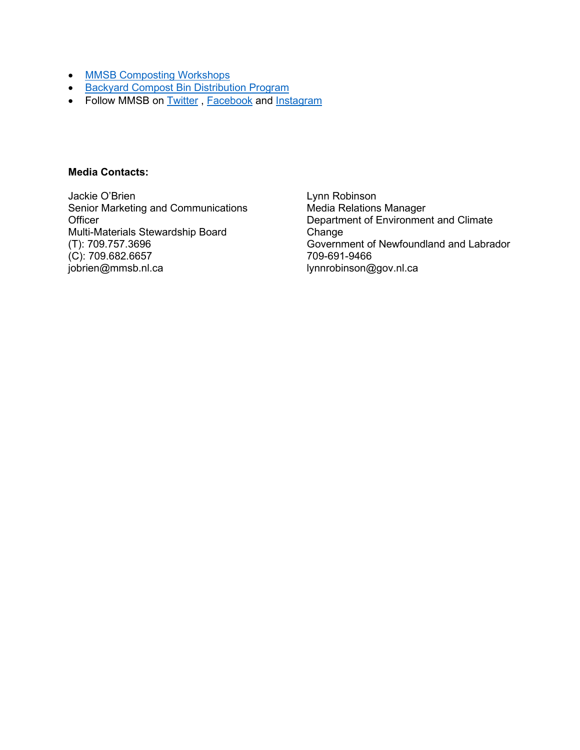- [MMSB Composting Workshops]
- [Backyard Compost Bin Distribution Program]
- Follow MMSB on [Twitter] , [Facebook] and [Instagram]

**Media Contacts:**

Jackie O'Brien
Senior Marketing and Communications Officer
Multi-Materials Stewardship Board
(T): 709.757.3696
(C): 709.682.6657
jobrien@mmsb.nl.ca

Lynn Robinson
Media Relations Manager
Department of Environment and Climate Change
Government of Newfoundland and Labrador
709-691-9466
lynnrobinson@gov.nl.ca